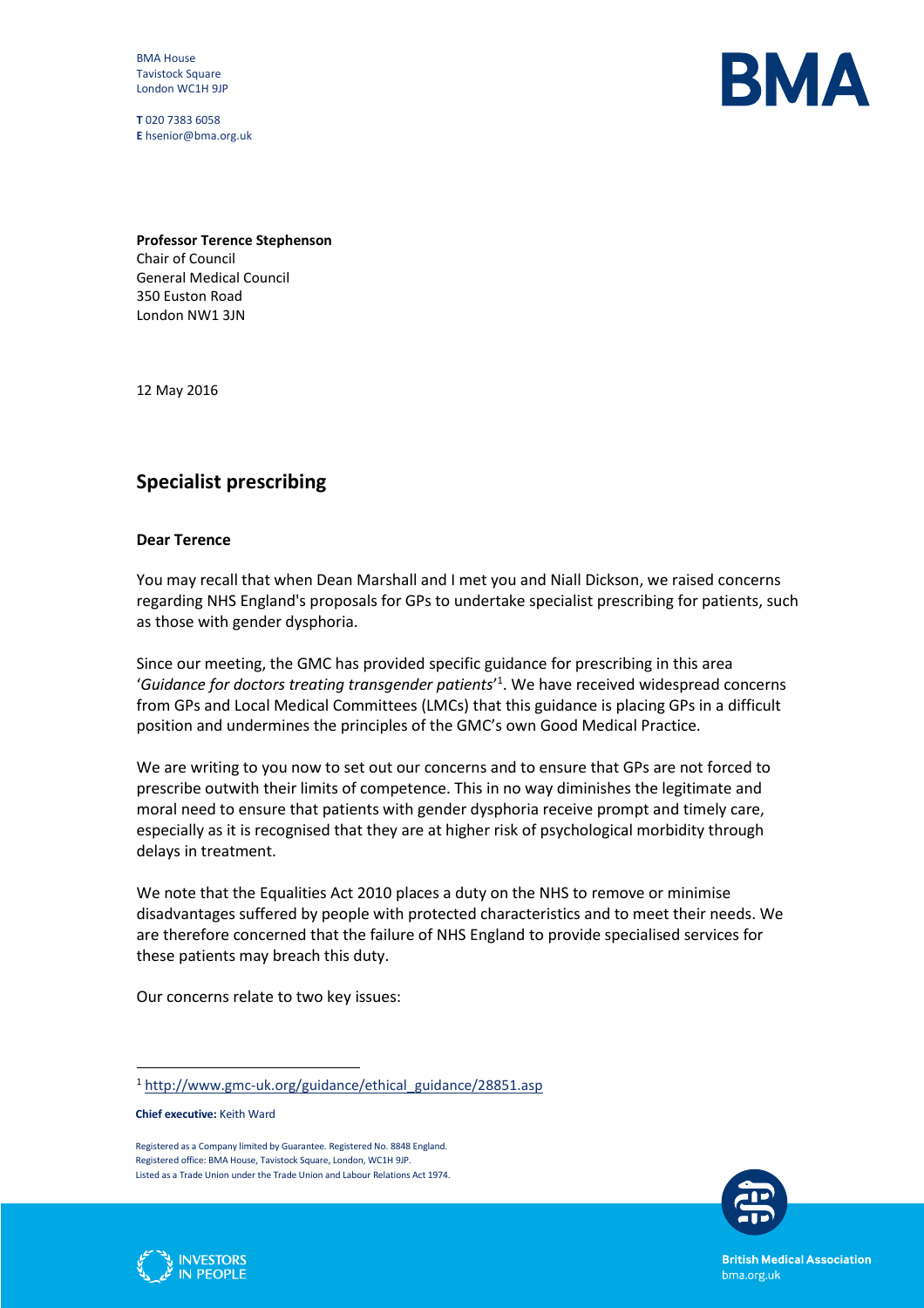BMA House
Tavistock Square
London WC1H 9JP

**T** 020 7383 6058
**E** hsenior@bma.org.uk

**Professor Terence Stephenson**
Chair of Council
General Medical Council
350 Euston Road
London NW1 3JN

12 May 2016

## Specialist prescribing

**Dear Terence**

You may recall that when Dean Marshall and I met you and Niall Dickson, we raised concerns regarding NHS England's proposals for GPs to undertake specialist prescribing for patients, such as those with gender dysphoria.

Since our meeting, the GMC has provided specific guidance for prescribing in this area '*Guidance for doctors treating transgender patients*'[1]. We have received widespread concerns from GPs and Local Medical Committees (LMCs) that this guidance is placing GPs in a difficult position and undermines the principles of the GMC's own Good Medical Practice.

We are writing to you now to set out our concerns and to ensure that GPs are not forced to prescribe outwith their limits of competence. This in no way diminishes the legitimate and moral need to ensure that patients with gender dysphoria receive prompt and timely care, especially as it is recognised that they are at higher risk of psychological morbidity through delays in treatment.

We note that the Equalities Act 2010 places a duty on the NHS to remove or minimise disadvantages suffered by people with protected characteristics and to meet their needs. We are therefore concerned that the failure of NHS England to provide specialised services for these patients may breach this duty.

Our concerns relate to two key issues:

[1] http://www.gmc-uk.org/guidance/ethical_guidance/28851.asp

**Chief executive:** Keith Ward

Registered as a Company limited by Guarantee. Registered No. 8848 England.
Registered office: BMA House, Tavistock Square, London, WC1H 9JP.
Listed as a Trade Union under the Trade Union and Labour Relations Act 1974.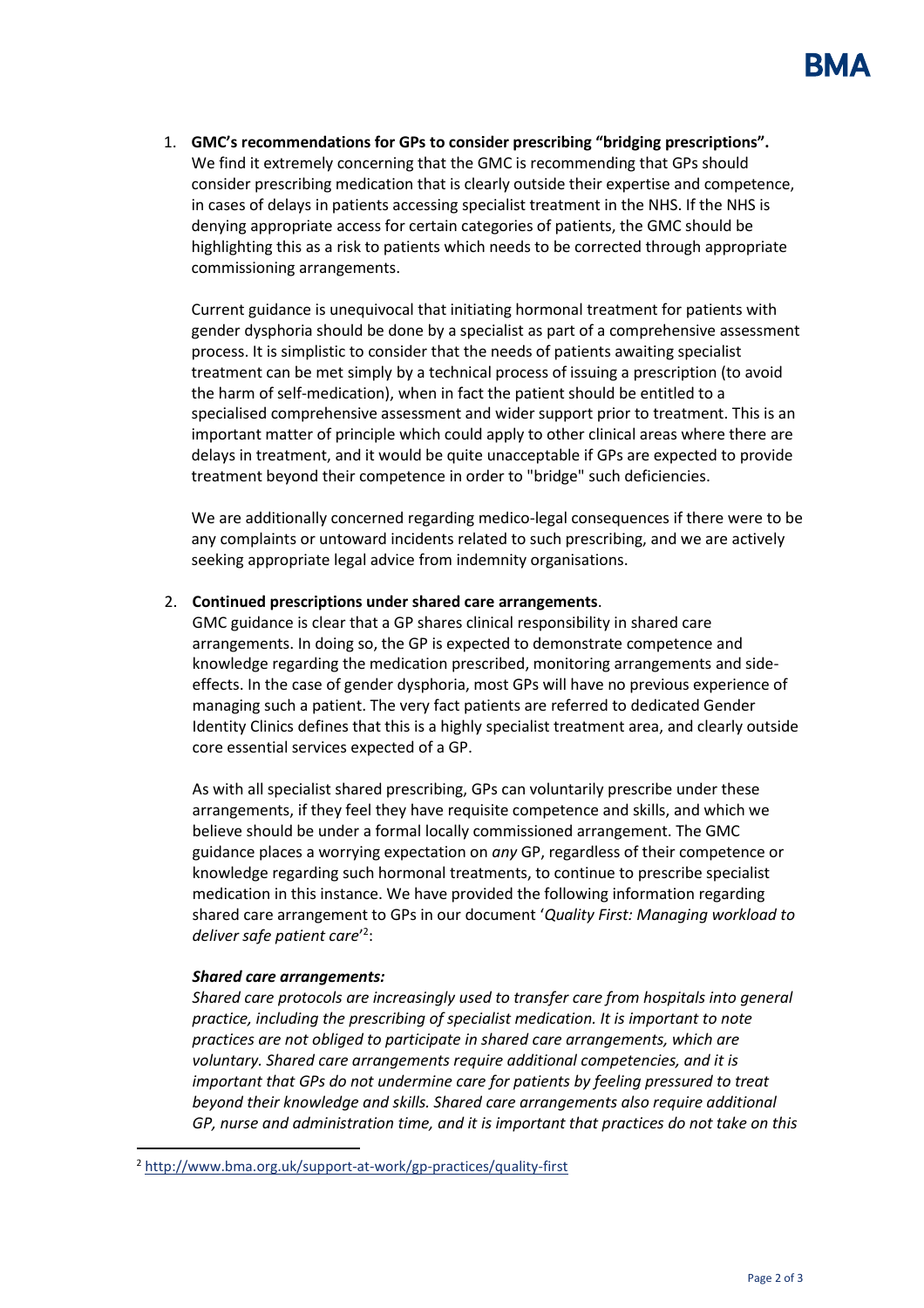1. **GMC's recommendations for GPs to consider prescribing "bridging prescriptions".** We find it extremely concerning that the GMC is recommending that GPs should consider prescribing medication that is clearly outside their expertise and competence, in cases of delays in patients accessing specialist treatment in the NHS. If the NHS is denying appropriate access for certain categories of patients, the GMC should be highlighting this as a risk to patients which needs to be corrected through appropriate commissioning arrangements.

   Current guidance is unequivocal that initiating hormonal treatment for patients with gender dysphoria should be done by a specialist as part of a comprehensive assessment process. It is simplistic to consider that the needs of patients awaiting specialist treatment can be met simply by a technical process of issuing a prescription (to avoid the harm of self-medication), when in fact the patient should be entitled to a specialised comprehensive assessment and wider support prior to treatment. This is an important matter of principle which could apply to other clinical areas where there are delays in treatment, and it would be quite unacceptable if GPs are expected to provide treatment beyond their competence in order to "bridge" such deficiencies.

   We are additionally concerned regarding medico-legal consequences if there were to be any complaints or untoward incidents related to such prescribing, and we are actively seeking appropriate legal advice from indemnity organisations.

2. **Continued prescriptions under shared care arrangements**. GMC guidance is clear that a GP shares clinical responsibility in shared care arrangements. In doing so, the GP is expected to demonstrate competence and knowledge regarding the medication prescribed, monitoring arrangements and side-effects. In the case of gender dysphoria, most GPs will have no previous experience of managing such a patient. The very fact patients are referred to dedicated Gender Identity Clinics defines that this is a highly specialist treatment area, and clearly outside core essential services expected of a GP.

   As with all specialist shared prescribing, GPs can voluntarily prescribe under these arrangements, if they feel they have requisite competence and skills, and which we believe should be under a formal locally commissioned arrangement. The GMC guidance places a worrying expectation on *any* GP, regardless of their competence or knowledge regarding such hormonal treatments, to continue to prescribe specialist medication in this instance. We have provided the following information regarding shared care arrangement to GPs in our document '*Quality First: Managing workload to deliver safe patient care*'[2]:

   ***Shared care arrangements:***

   *Shared care protocols are increasingly used to transfer care from hospitals into general practice, including the prescribing of specialist medication. It is important to note practices are not obliged to participate in shared care arrangements, which are voluntary. Shared care arrangements require additional competencies, and it is important that GPs do not undermine care for patients by feeling pressured to treat beyond their knowledge and skills. Shared care arrangements also require additional GP, nurse and administration time, and it is important that practices do not take on this*

[2] http://www.bma.org.uk/support-at-work/gp-practices/quality-first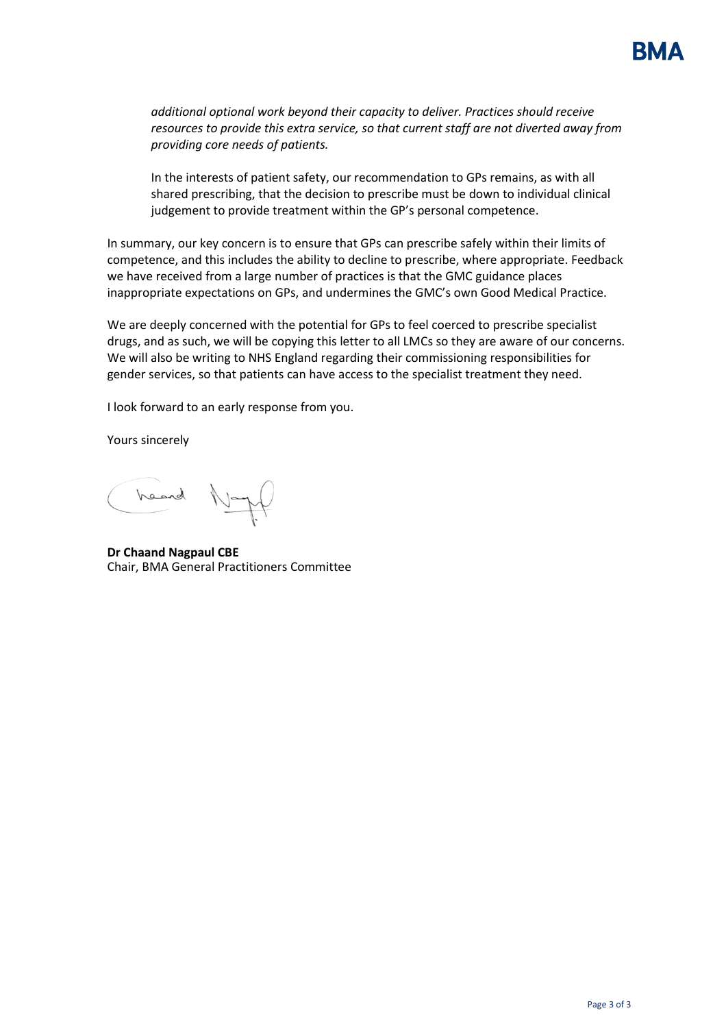*additional optional work beyond their capacity to deliver. Practices should receive resources to provide this extra service, so that current staff are not diverted away from providing core needs of patients.*

In the interests of patient safety, our recommendation to GPs remains, as with all shared prescribing, that the decision to prescribe must be down to individual clinical judgement to provide treatment within the GP's personal competence.

In summary, our key concern is to ensure that GPs can prescribe safely within their limits of competence, and this includes the ability to decline to prescribe, where appropriate. Feedback we have received from a large number of practices is that the GMC guidance places inappropriate expectations on GPs, and undermines the GMC's own Good Medical Practice.

We are deeply concerned with the potential for GPs to feel coerced to prescribe specialist drugs, and as such, we will be copying this letter to all LMCs so they are aware of our concerns. We will also be writing to NHS England regarding their commissioning responsibilities for gender services, so that patients can have access to the specialist treatment they need.

I look forward to an early response from you.

Yours sincerely

**Dr Chaand Nagpaul CBE**
Chair, BMA General Practitioners Committee